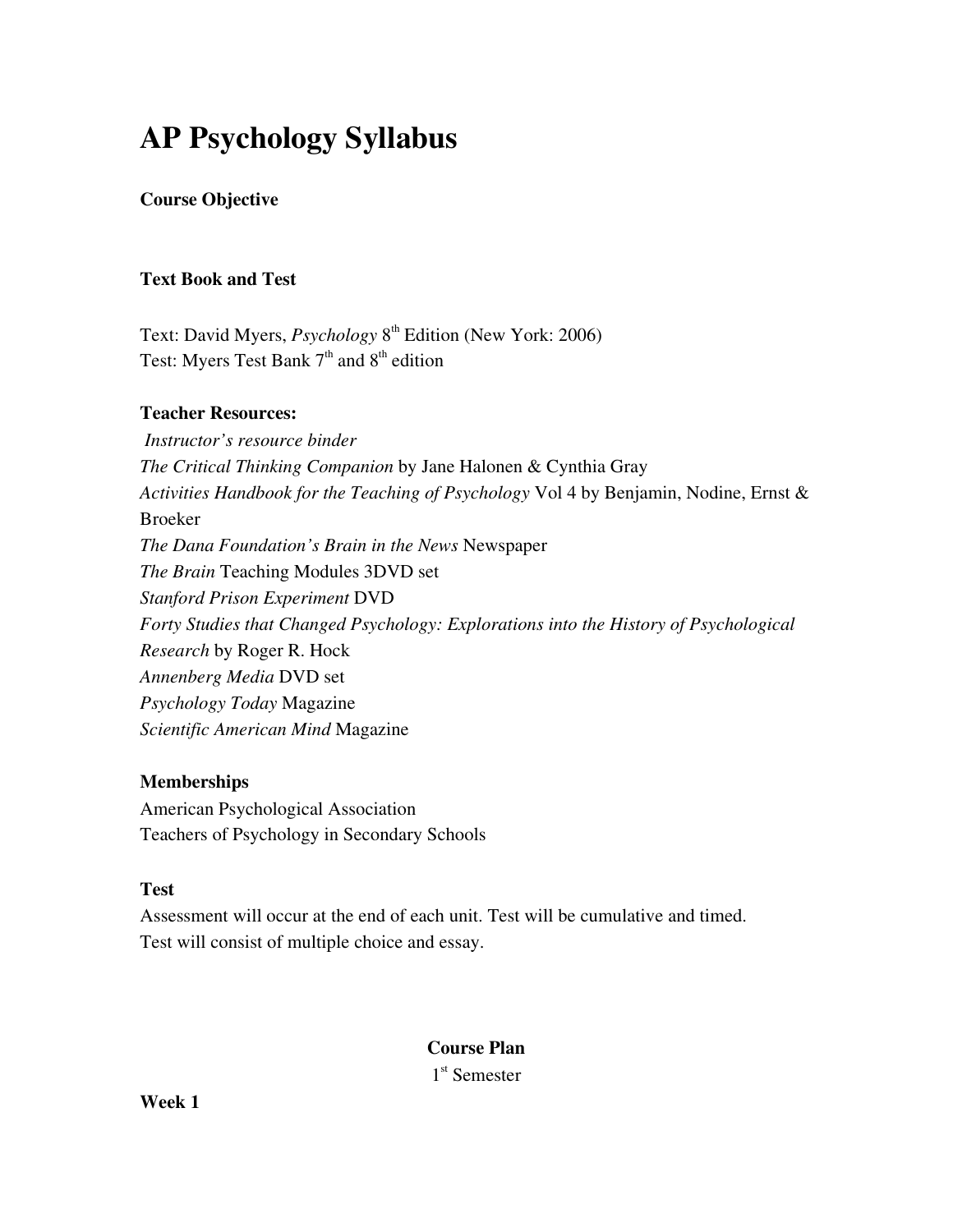# AP Psychology Syllabus

**Course Objective**

**Text Book and Test**

Text: David Myers, *Psychology* 8th Edition (New York: 2006)
Test: Myers Test Bank 7th and 8th edition

**Teacher Resources:**

*Instructor's resource binder*
*The Critical Thinking Companion* by Jane Halonen & Cynthia Gray
*Activities Handbook for the Teaching of Psychology* Vol 4 by Benjamin, Nodine, Ernst & Broeker
*The Dana Foundation's Brain in the News* Newspaper
*The Brain* Teaching Modules 3DVD set
*Stanford Prison Experiment* DVD
*Forty Studies that Changed Psychology: Explorations into the History of Psychological Research* by Roger R. Hock
*Annenberg Media* DVD set
*Psychology Today* Magazine
*Scientific American Mind* Magazine

**Memberships**

American Psychological Association
Teachers of Psychology in Secondary Schools

**Test**

Assessment will occur at the end of each unit. Test will be cumulative and timed.
Test will consist of multiple choice and essay.

**Course Plan**

1st Semester

**Week 1**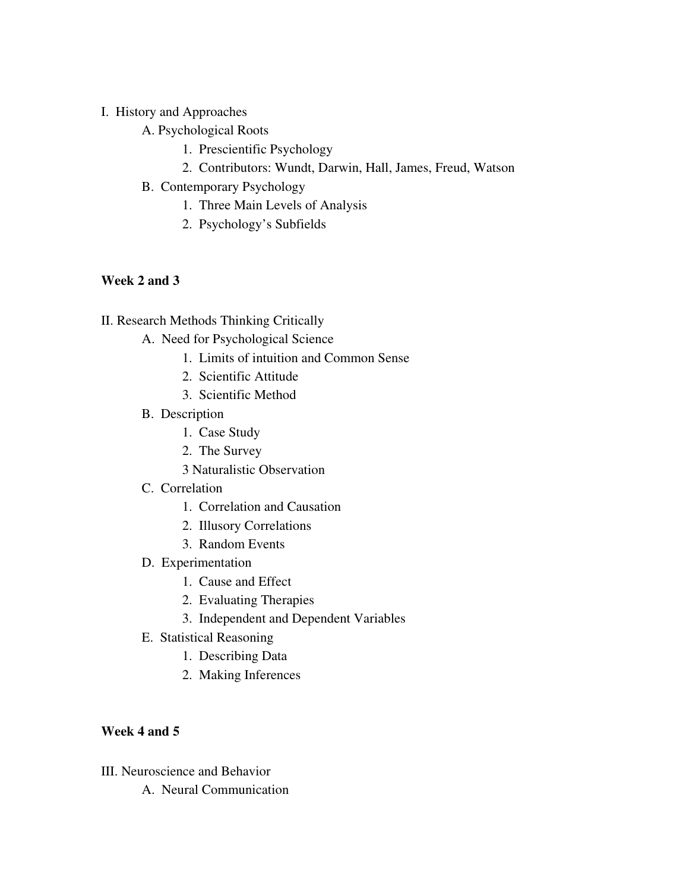I. History and Approaches

- A. Psychological Roots
    1. Prescientific Psychology
    2. Contributors: Wundt, Darwin, Hall, James, Freud, Watson
- B. Contemporary Psychology
    1. Three Main Levels of Analysis
    2. Psychology's Subfields

**Week 2 and 3**

II. Research Methods Thinking Critically

- A. Need for Psychological Science
    1. Limits of intuition and Common Sense
    2. Scientific Attitude
    3. Scientific Method
- B. Description
    1. Case Study
    2. The Survey
    3 Naturalistic Observation
- C. Correlation
    1. Correlation and Causation
    2. Illusory Correlations
    3. Random Events
- D. Experimentation
    1. Cause and Effect
    2. Evaluating Therapies
    3. Independent and Dependent Variables
- E. Statistical Reasoning
    1. Describing Data
    2. Making Inferences

**Week 4 and 5**

III. Neuroscience and Behavior

- A. Neural Communication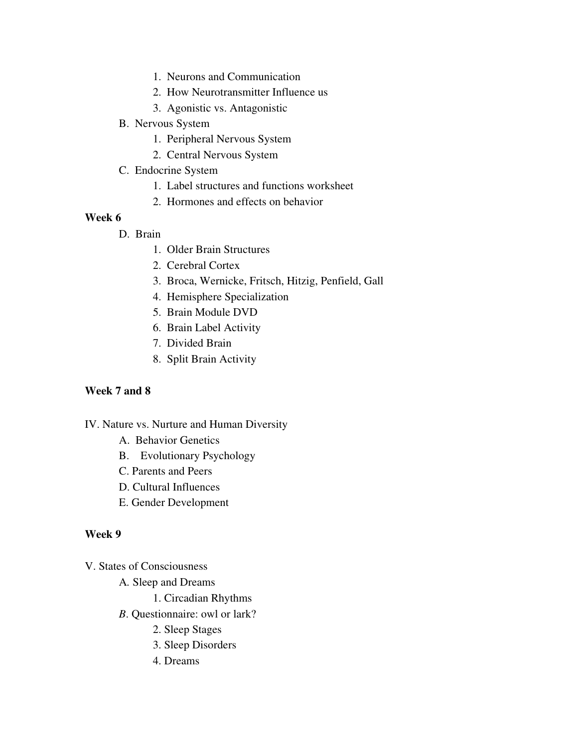1. Neurons and Communication
2. How Neurotransmitter Influence us
3. Agonistic vs. Antagonistic

B. Nervous System

1. Peripheral Nervous System
2. Central Nervous System

C. Endocrine System

1. Label structures and functions worksheet
2. Hormones and effects on behavior

**Week 6**

D. Brain

1. Older Brain Structures
2. Cerebral Cortex
3. Broca, Wernicke, Fritsch, Hitzig, Penfield, Gall
4. Hemisphere Specialization
5. Brain Module DVD
6. Brain Label Activity
7. Divided Brain
8. Split Brain Activity

**Week 7 and 8**

IV. Nature vs. Nurture and Human Diversity

A. Behavior Genetics

B. Evolutionary Psychology

C. Parents and Peers

D. Cultural Influences

E. Gender Development

**Week 9**

V. States of Consciousness

A. Sleep and Dreams

1. Circadian Rhythms

*B*. Questionnaire: owl or lark?

2. Sleep Stages
3. Sleep Disorders
4. Dreams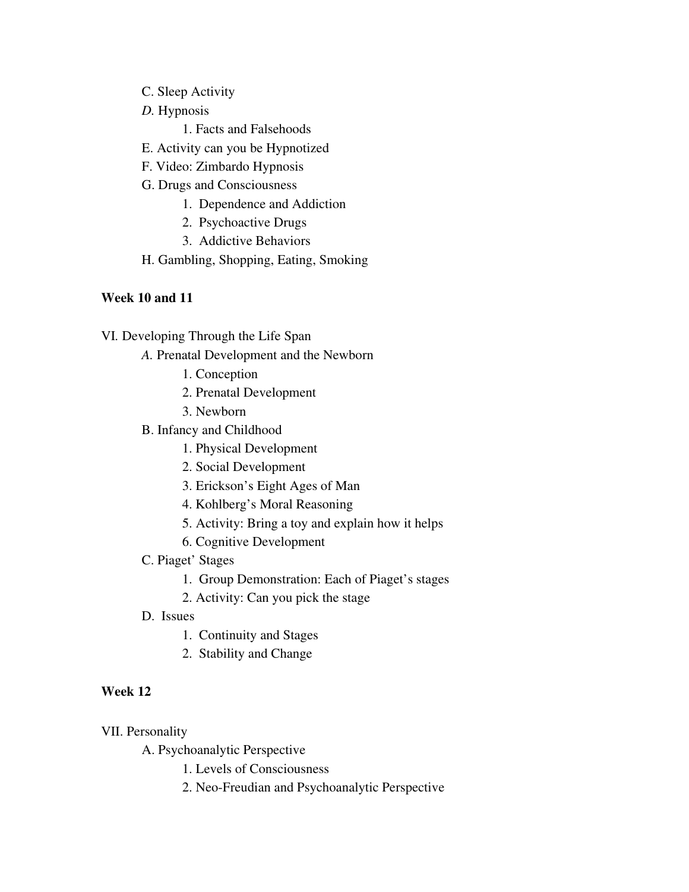- C. Sleep Activity
- *D.* Hypnosis
    - 1. Facts and Falsehoods
- E. Activity can you be Hypnotized
- F. Video: Zimbardo Hypnosis
- G. Drugs and Consciousness
    - 1. Dependence and Addiction
    - 2. Psychoactive Drugs
    - 3. Addictive Behaviors
- H. Gambling, Shopping, Eating, Smoking

**Week 10 and 11**

VI. Developing Through the Life Span

- *A.* Prenatal Development and the Newborn
    - 1. Conception
    - 2. Prenatal Development
    - 3. Newborn
- B. Infancy and Childhood
    - 1. Physical Development
    - 2. Social Development
    - 3. Erickson's Eight Ages of Man
    - 4. Kohlberg's Moral Reasoning
    - 5. Activity: Bring a toy and explain how it helps
    - 6. Cognitive Development
- C. Piaget' Stages
    - 1. Group Demonstration: Each of Piaget's stages
    - 2. Activity: Can you pick the stage
- D. Issues
    - 1. Continuity and Stages
    - 2. Stability and Change

**Week 12**

VII. Personality

- A. Psychoanalytic Perspective
    - 1. Levels of Consciousness
    - 2. Neo-Freudian and Psychoanalytic Perspective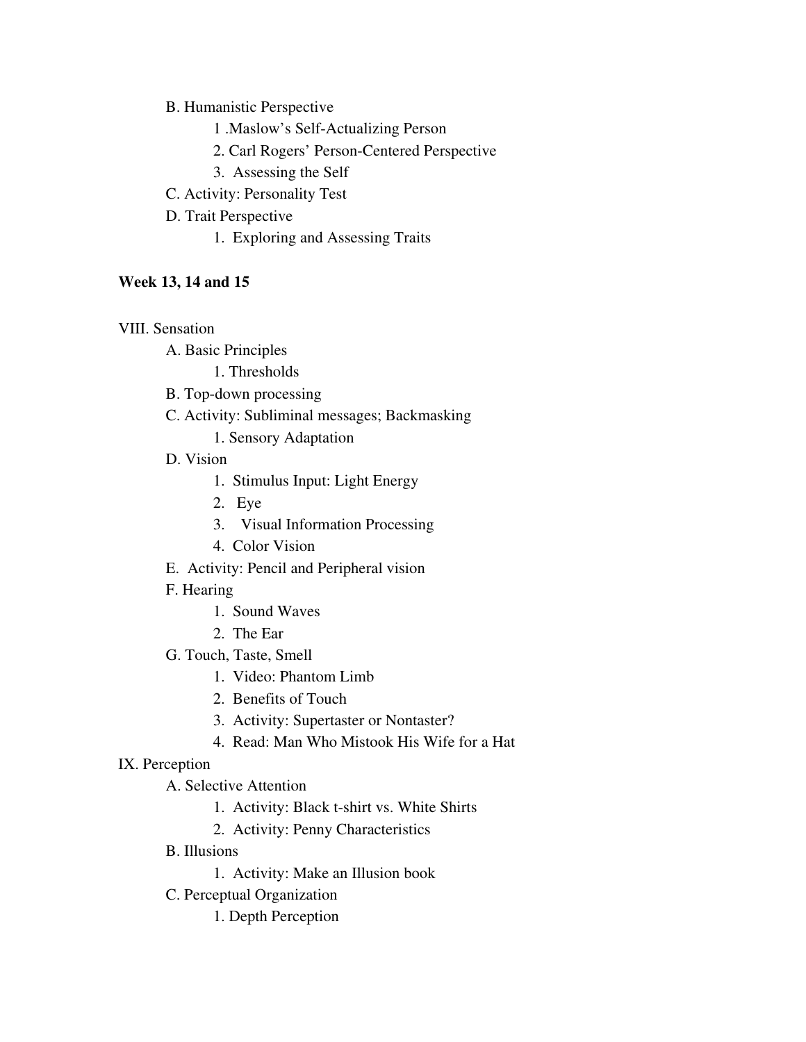- B. Humanistic Perspective
    - 1 .Maslow's Self-Actualizing Person
    - 2. Carl Rogers' Person-Centered Perspective
    - 3. Assessing the Self
- C. Activity: Personality Test
- D. Trait Perspective
    - 1. Exploring and Assessing Traits

**Week 13, 14 and 15**

VIII. Sensation

- A. Basic Principles
    - 1. Thresholds
- B. Top-down processing
- C. Activity: Subliminal messages; Backmasking
    - 1. Sensory Adaptation
- D. Vision
    - 1. Stimulus Input: Light Energy
    - 2. Eye
    - 3. Visual Information Processing
    - 4. Color Vision
- E. Activity: Pencil and Peripheral vision
- F. Hearing
    - 1. Sound Waves
    - 2. The Ear
- G. Touch, Taste, Smell
    - 1. Video: Phantom Limb
    - 2. Benefits of Touch
    - 3. Activity: Supertaster or Nontaster?
    - 4. Read: Man Who Mistook His Wife for a Hat

IX. Perception

- A. Selective Attention
    - 1. Activity: Black t-shirt vs. White Shirts
    - 2. Activity: Penny Characteristics
- B. Illusions
    - 1. Activity: Make an Illusion book
- C. Perceptual Organization
    - 1. Depth Perception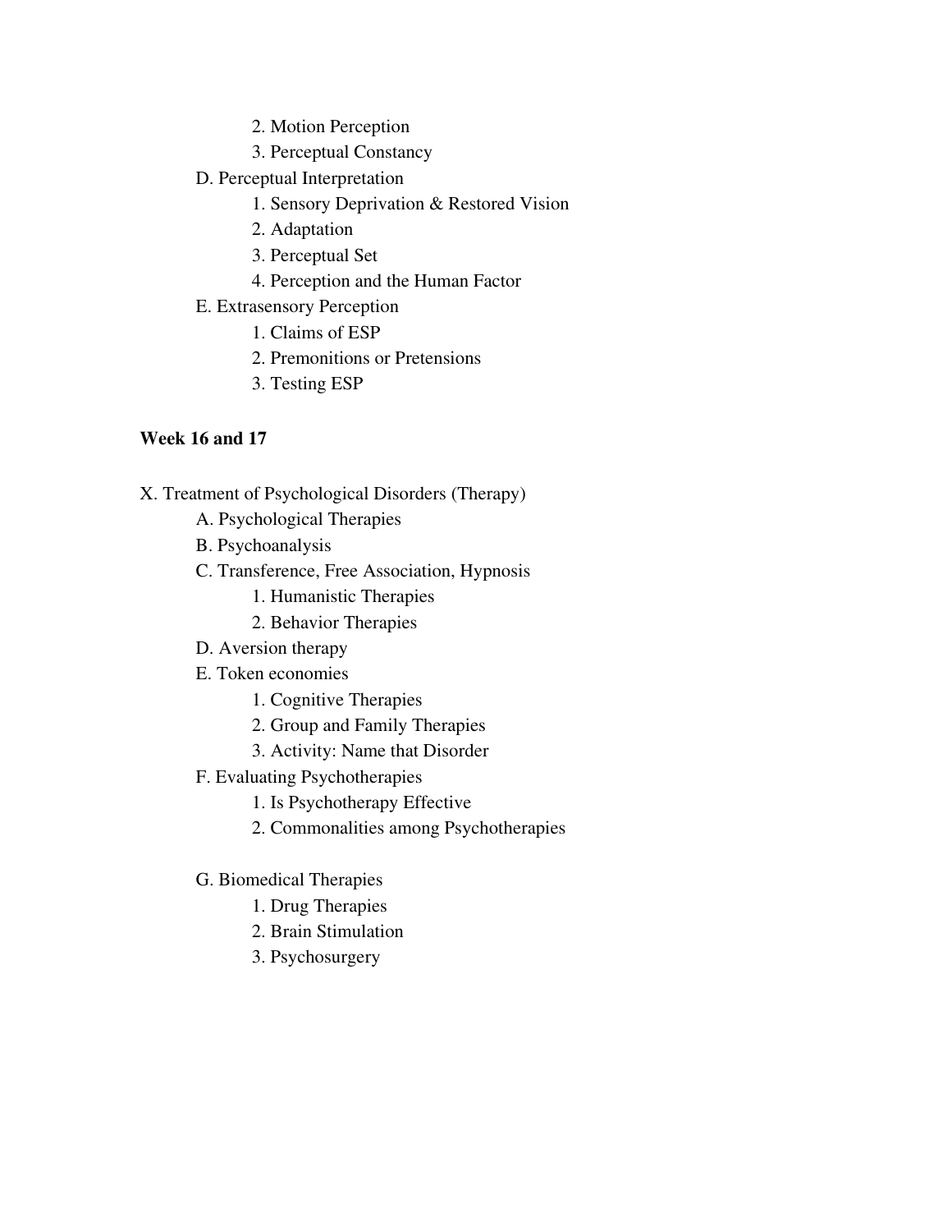2. Motion Perception
   3. Perceptual Constancy

- D. Perceptual Interpretation
   1. Sensory Deprivation & Restored Vision
   2. Adaptation
   3. Perceptual Set
   4. Perception and the Human Factor
- E. Extrasensory Perception
   1. Claims of ESP
   2. Premonitions or Pretensions
   3. Testing ESP

**Week 16 and 17**

X. Treatment of Psychological Disorders (Therapy)

- A. Psychological Therapies
- B. Psychoanalysis
- C. Transference, Free Association, Hypnosis
   1. Humanistic Therapies
   2. Behavior Therapies
- D. Aversion therapy
- E. Token economies
   1. Cognitive Therapies
   2. Group and Family Therapies
   3. Activity: Name that Disorder
- F. Evaluating Psychotherapies
   1. Is Psychotherapy Effective
   2. Commonalities among Psychotherapies
- G. Biomedical Therapies
   1. Drug Therapies
   2. Brain Stimulation
   3. Psychosurgery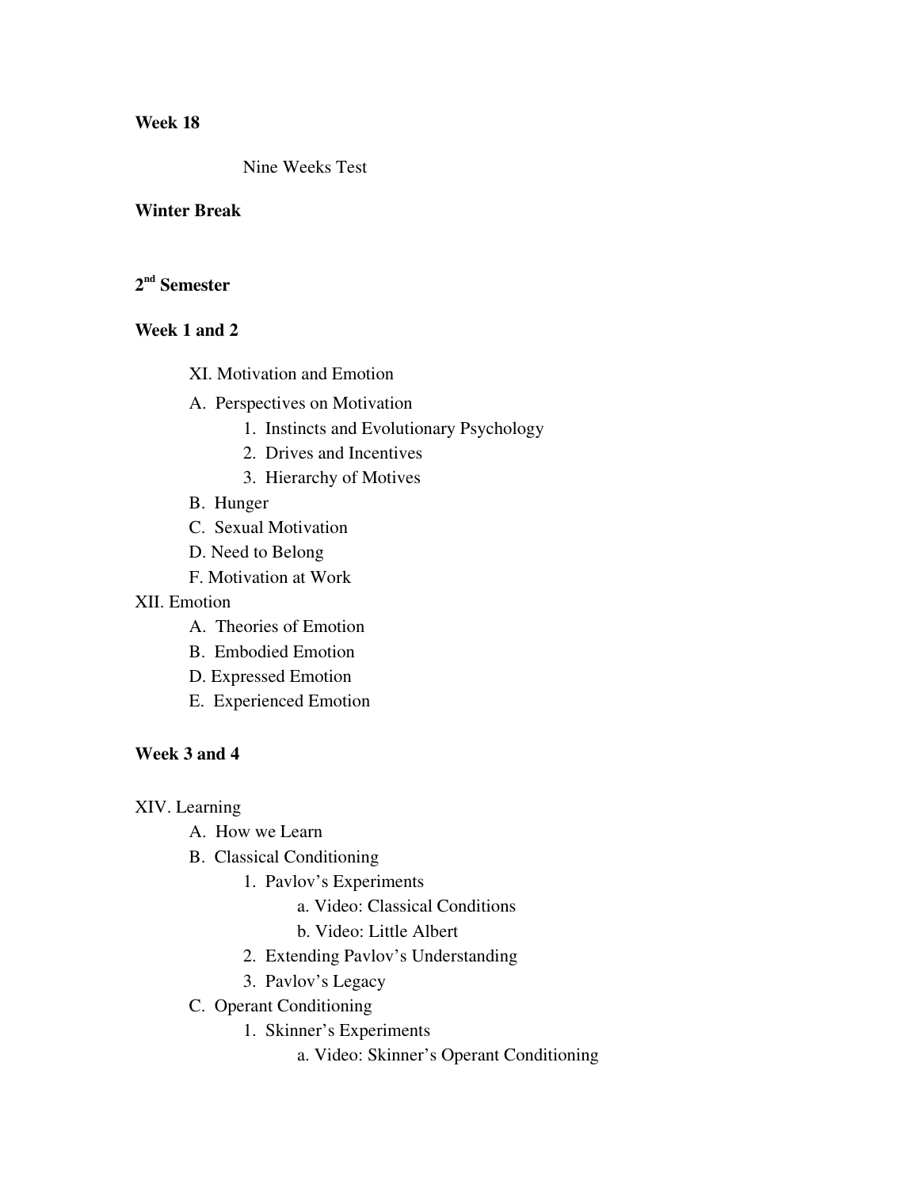**Week 18**

Nine Weeks Test

**Winter Break**

**2nd Semester**

**Week 1 and 2**

XI. Motivation and Emotion

- A. Perspectives on Motivation
  1. Instincts and Evolutionary Psychology
  2. Drives and Incentives
  3. Hierarchy of Motives
- B. Hunger
- C. Sexual Motivation
- D. Need to Belong
- F. Motivation at Work

XII. Emotion

- A. Theories of Emotion
- B. Embodied Emotion
- D. Expressed Emotion
- E. Experienced Emotion

**Week 3 and 4**

XIV. Learning

- A. How we Learn
- B. Classical Conditioning
  1. Pavlov's Experiments
     - a. Video: Classical Conditions
     - b. Video: Little Albert
  2. Extending Pavlov's Understanding
  3. Pavlov's Legacy
- C. Operant Conditioning
  1. Skinner's Experiments
     - a. Video: Skinner's Operant Conditioning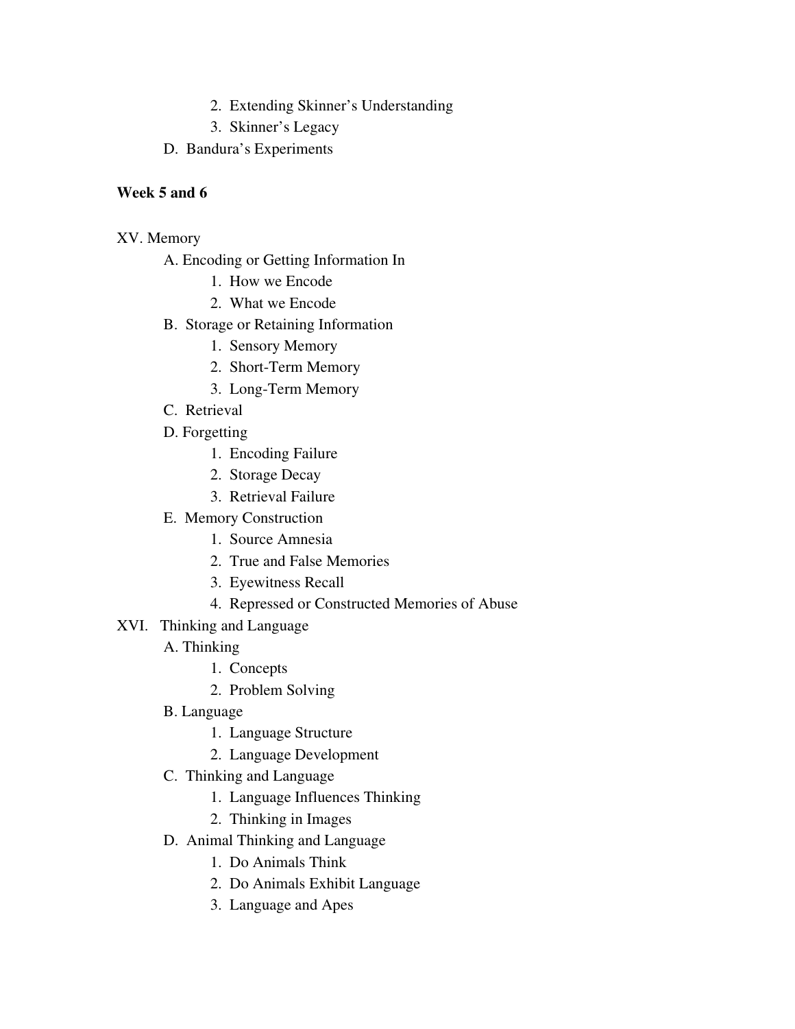2. Extending Skinner's Understanding
3. Skinner's Legacy

D. Bandura's Experiments

**Week 5 and 6**

XV. Memory

- A. Encoding or Getting Information In
  1. How we Encode
  2. What we Encode
- B. Storage or Retaining Information
  1. Sensory Memory
  2. Short-Term Memory
  3. Long-Term Memory
- C. Retrieval
- D. Forgetting
  1. Encoding Failure
  2. Storage Decay
  3. Retrieval Failure
- E. Memory Construction
  1. Source Amnesia
  2. True and False Memories
  3. Eyewitness Recall
  4. Repressed or Constructed Memories of Abuse

XVI. Thinking and Language

- A. Thinking
  1. Concepts
  2. Problem Solving
- B. Language
  1. Language Structure
  2. Language Development
- C. Thinking and Language
  1. Language Influences Thinking
  2. Thinking in Images
- D. Animal Thinking and Language
  1. Do Animals Think
  2. Do Animals Exhibit Language
  3. Language and Apes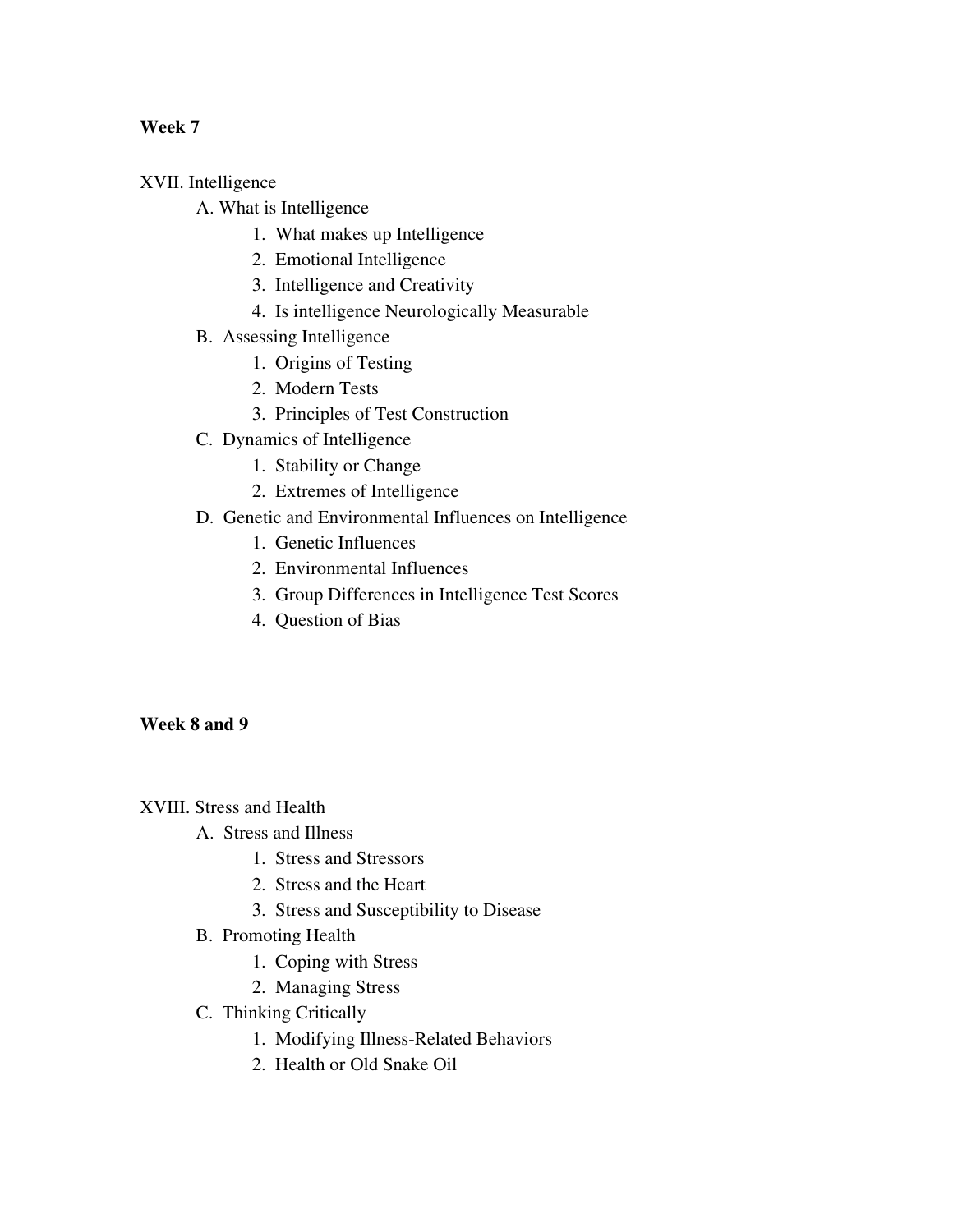**Week 7**

XVII. Intelligence

- A. What is Intelligence
  1. What makes up Intelligence
  2. Emotional Intelligence
  3. Intelligence and Creativity
  4. Is intelligence Neurologically Measurable
- B. Assessing Intelligence
  1. Origins of Testing
  2. Modern Tests
  3. Principles of Test Construction
- C. Dynamics of Intelligence
  1. Stability or Change
  2. Extremes of Intelligence
- D. Genetic and Environmental Influences on Intelligence
  1. Genetic Influences
  2. Environmental Influences
  3. Group Differences in Intelligence Test Scores
  4. Question of Bias

**Week 8 and 9**

XVIII. Stress and Health

- A. Stress and Illness
  1. Stress and Stressors
  2. Stress and the Heart
  3. Stress and Susceptibility to Disease
- B. Promoting Health
  1. Coping with Stress
  2. Managing Stress
- C. Thinking Critically
  1. Modifying Illness-Related Behaviors
  2. Health or Old Snake Oil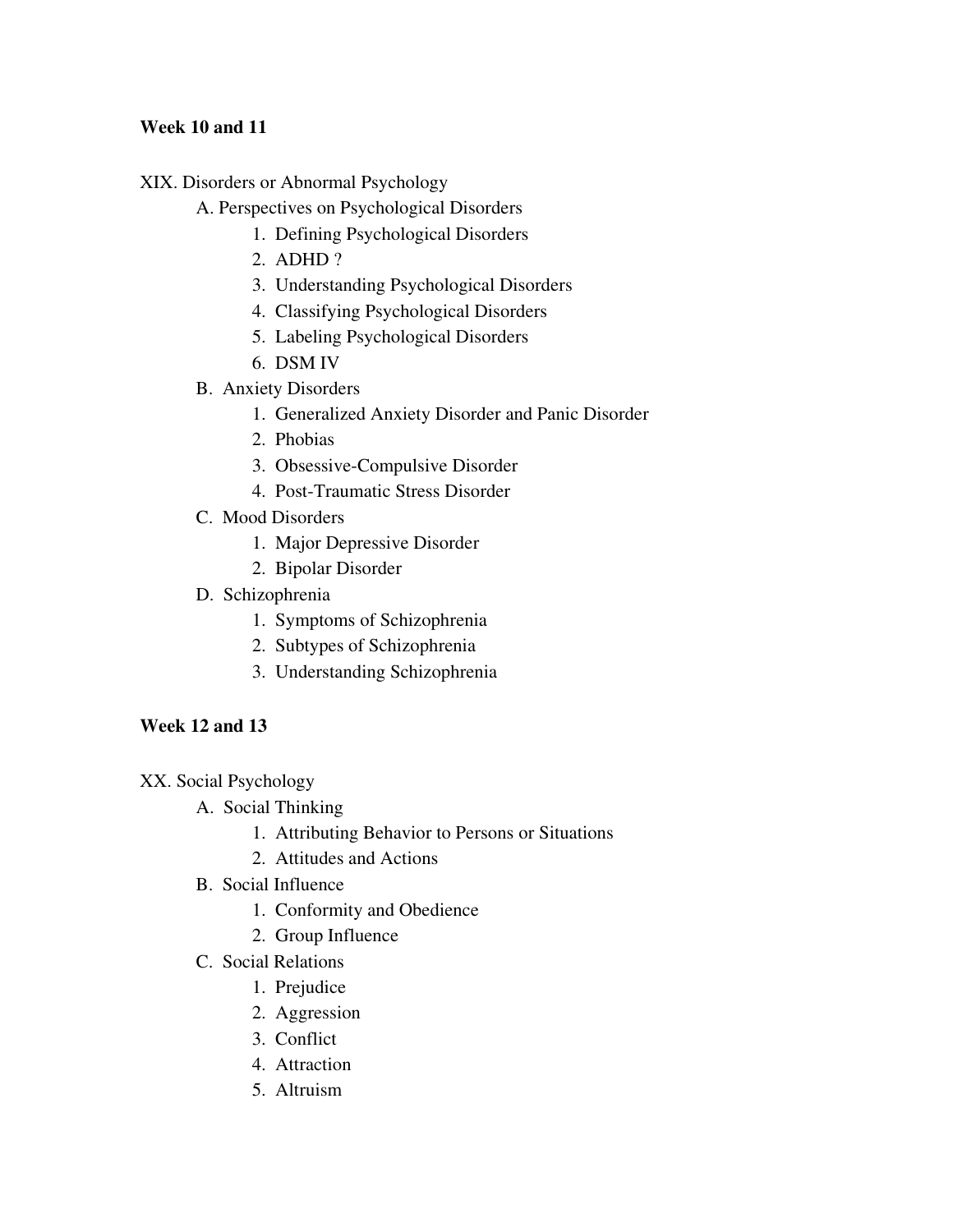**Week 10 and 11**

XIX. Disorders or Abnormal Psychology

- A. Perspectives on Psychological Disorders
  1. Defining Psychological Disorders
  2. ADHD ?
  3. Understanding Psychological Disorders
  4. Classifying Psychological Disorders
  5. Labeling Psychological Disorders
  6. DSM IV
- B. Anxiety Disorders
  1. Generalized Anxiety Disorder and Panic Disorder
  2. Phobias
  3. Obsessive-Compulsive Disorder
  4. Post-Traumatic Stress Disorder
- C. Mood Disorders
  1. Major Depressive Disorder
  2. Bipolar Disorder
- D. Schizophrenia
  1. Symptoms of Schizophrenia
  2. Subtypes of Schizophrenia
  3. Understanding Schizophrenia

**Week 12 and 13**

XX. Social Psychology

- A. Social Thinking
  1. Attributing Behavior to Persons or Situations
  2. Attitudes and Actions
- B. Social Influence
  1. Conformity and Obedience
  2. Group Influence
- C. Social Relations
  1. Prejudice
  2. Aggression
  3. Conflict
  4. Attraction
  5. Altruism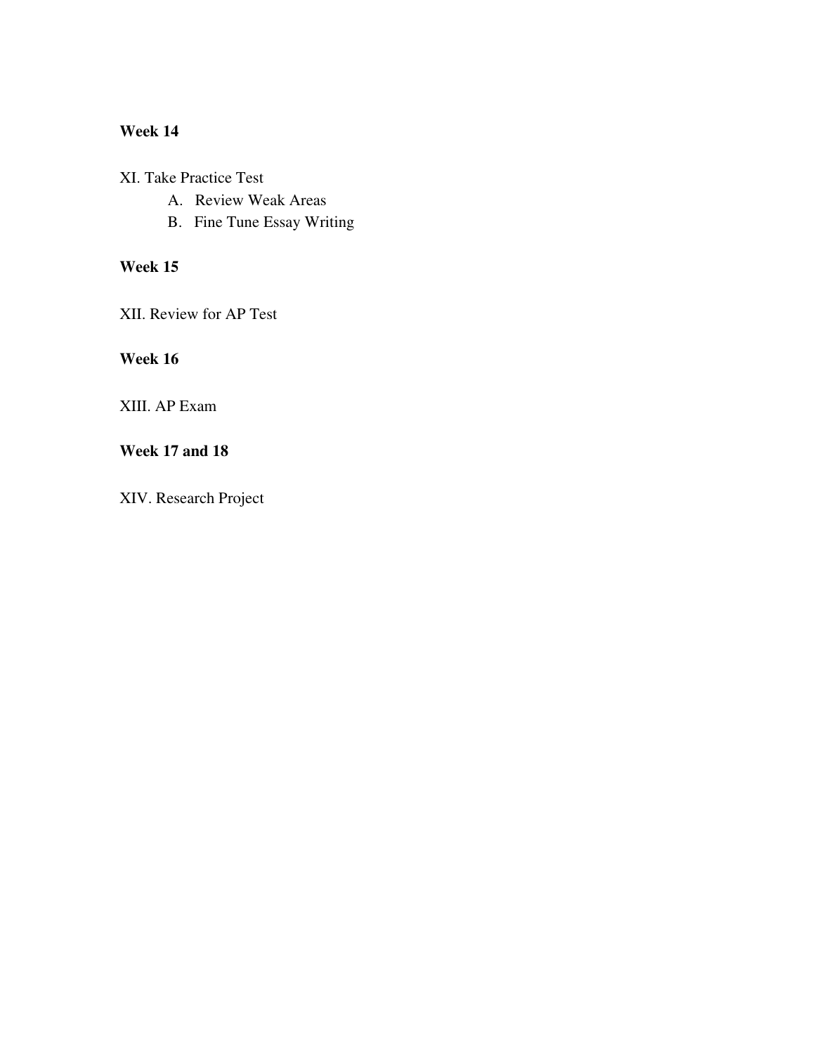**Week 14**

XI. Take Practice Test

- A. Review Weak Areas
- B. Fine Tune Essay Writing

**Week 15**

XII. Review for AP Test

**Week 16**

XIII. AP Exam

**Week 17 and 18**

XIV. Research Project